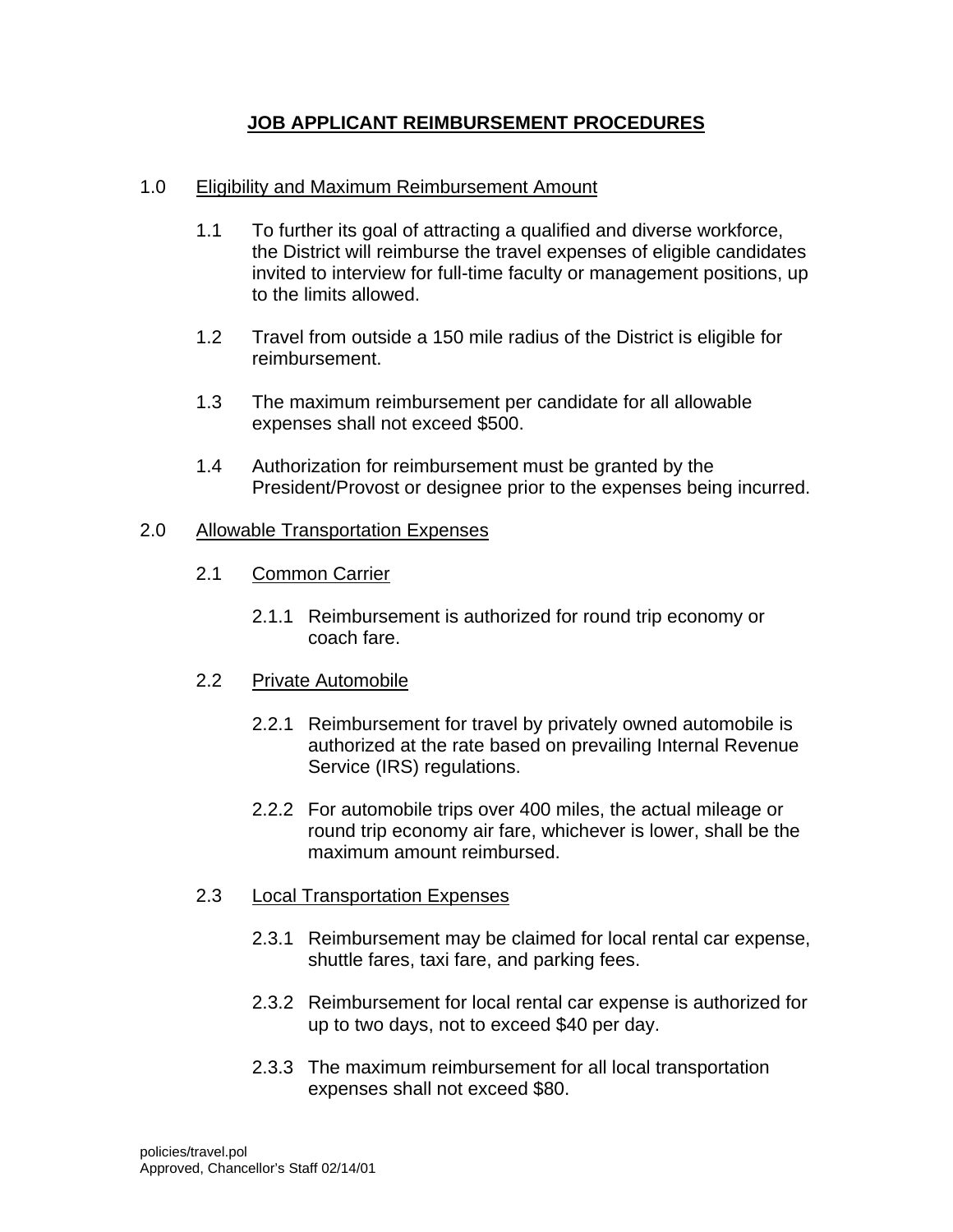# JOB APPLICANT REIMBURSEMENT PROCEDURES

## 1.0 Eligibility and Maximum Reimbursement Amount

1.1 To further its goal of attracting a qualified and diverse workforce, the District will reimburse the travel expenses of eligible candidates invited to interview for full-time faculty or management positions, up to the limits allowed.

1.2 Travel from outside a 150 mile radius of the District is eligible for reimbursement.

1.3 The maximum reimbursement per candidate for all allowable expenses shall not exceed $500.

1.4 Authorization for reimbursement must be granted by the President/Provost or designee prior to the expenses being incurred.

## 2.0 Allowable Transportation Expenses

### 2.1 Common Carrier

2.1.1 Reimbursement is authorized for round trip economy or coach fare.

### 2.2 Private Automobile

2.2.1 Reimbursement for travel by privately owned automobile is authorized at the rate based on prevailing Internal Revenue Service (IRS) regulations.

2.2.2 For automobile trips over 400 miles, the actual mileage or round trip economy air fare, whichever is lower, shall be the maximum amount reimbursed.

### 2.3 Local Transportation Expenses

2.3.1 Reimbursement may be claimed for local rental car expense, shuttle fares, taxi fare, and parking fees.

2.3.2 Reimbursement for local rental car expense is authorized for up to two days, not to exceed $40 per day.

2.3.3 The maximum reimbursement for all local transportation expenses shall not exceed $80.

policies/travel.pol
Approved, Chancellor's Staff 02/14/01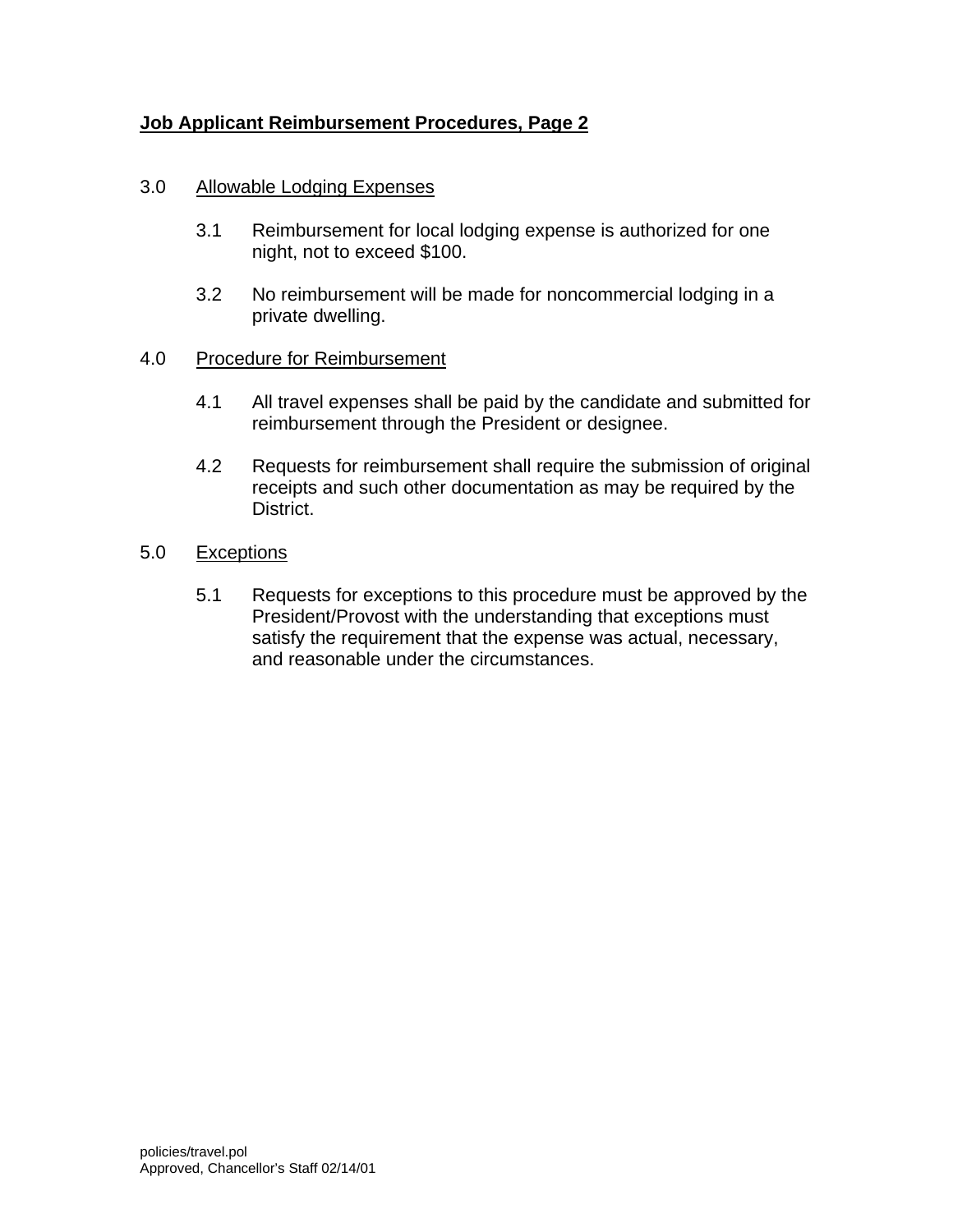**Job Applicant Reimbursement Procedures, Page 2**

3.0 Allowable Lodging Expenses

3.1 Reimbursement for local lodging expense is authorized for one night, not to exceed $100.

3.2 No reimbursement will be made for noncommercial lodging in a private dwelling.

4.0 Procedure for Reimbursement

4.1 All travel expenses shall be paid by the candidate and submitted for reimbursement through the President or designee.

4.2 Requests for reimbursement shall require the submission of original receipts and such other documentation as may be required by the District.

5.0 Exceptions

5.1 Requests for exceptions to this procedure must be approved by the President/Provost with the understanding that exceptions must satisfy the requirement that the expense was actual, necessary, and reasonable under the circumstances.

policies/travel.pol
Approved, Chancellor's Staff 02/14/01